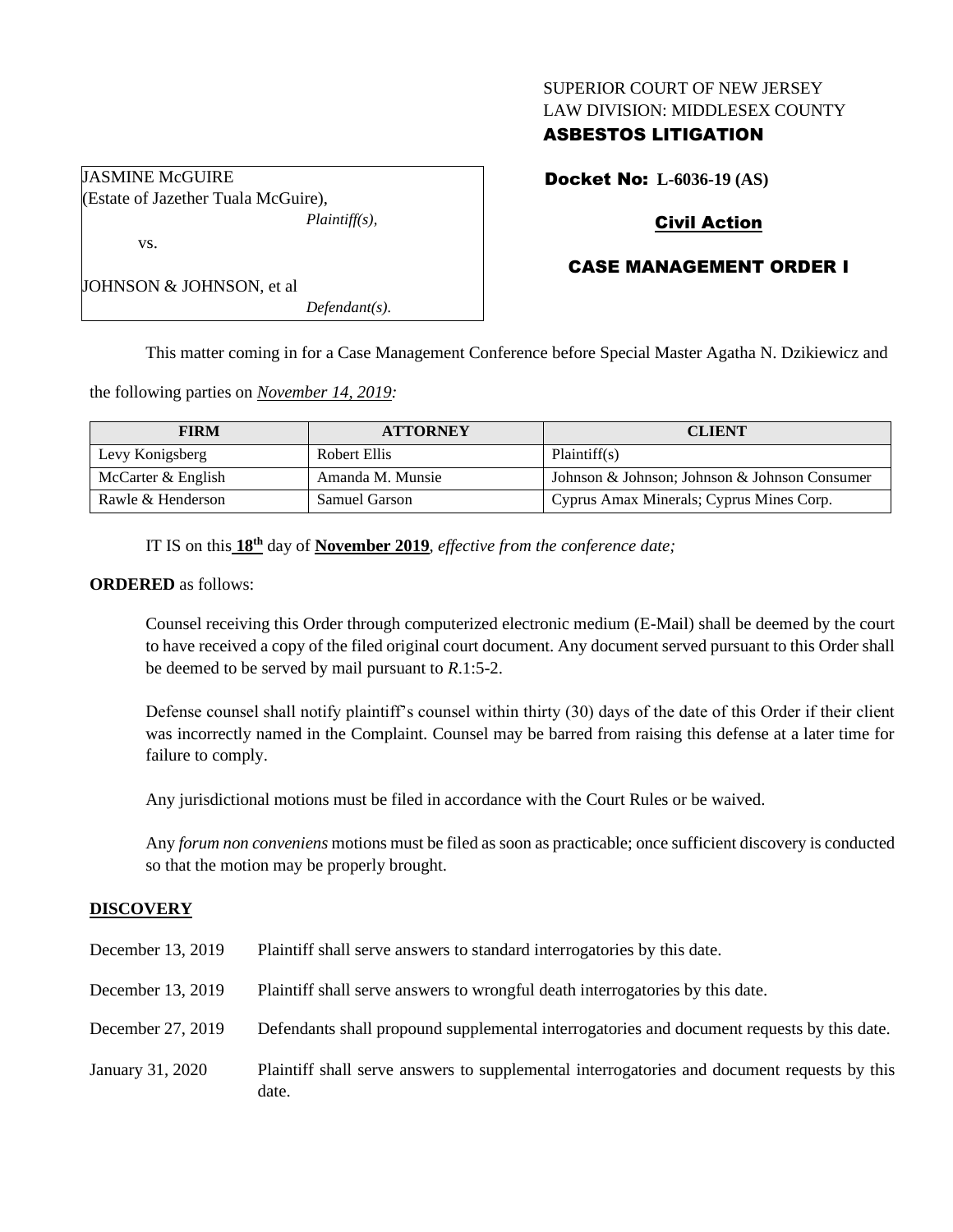SUPERIOR COURT OF NEW JERSEY
LAW DIVISION: MIDDLESEX COUNTY
**ASBESTOS LITIGATION**

JASMINE McGUIRE
(Estate of Jazether Tuala McGuire),
*Plaintiff(s),*

vs.

JOHNSON & JOHNSON, et al
*Defendant(s).*

**Docket No: L-6036-19 (AS)**

**Civil Action**

**CASE MANAGEMENT ORDER I**

This matter coming in for a Case Management Conference before Special Master Agatha N. Dzikiewicz and the following parties on *November 14, 2019:*

| FIRM | ATTORNEY | CLIENT |
|---|---|---|
| Levy Konigsberg | Robert Ellis | Plaintiff(s) |
| McCarter & English | Amanda M. Munsie | Johnson & Johnson; Johnson & Johnson Consumer |
| Rawle & Henderson | Samuel Garson | Cyprus Amax Minerals; Cyprus Mines Corp. |

IT IS on this **18th** day of **November 2019**, *effective from the conference date;*

**ORDERED** as follows:

Counsel receiving this Order through computerized electronic medium (E-Mail) shall be deemed by the court to have received a copy of the filed original court document. Any document served pursuant to this Order shall be deemed to be served by mail pursuant to *R*.1:5-2.

Defense counsel shall notify plaintiff's counsel within thirty (30) days of the date of this Order if their client was incorrectly named in the Complaint. Counsel may be barred from raising this defense at a later time for failure to comply.

Any jurisdictional motions must be filed in accordance with the Court Rules or be waived.

Any *forum non conveniens* motions must be filed as soon as practicable; once sufficient discovery is conducted so that the motion may be properly brought.

## DISCOVERY

| | |
|---|---|
| December 13, 2019 | Plaintiff shall serve answers to standard interrogatories by this date. |
| December 13, 2019 | Plaintiff shall serve answers to wrongful death interrogatories by this date. |
| December 27, 2019 | Defendants shall propound supplemental interrogatories and document requests by this date. |
| January 31, 2020 | Plaintiff shall serve answers to supplemental interrogatories and document requests by this date. |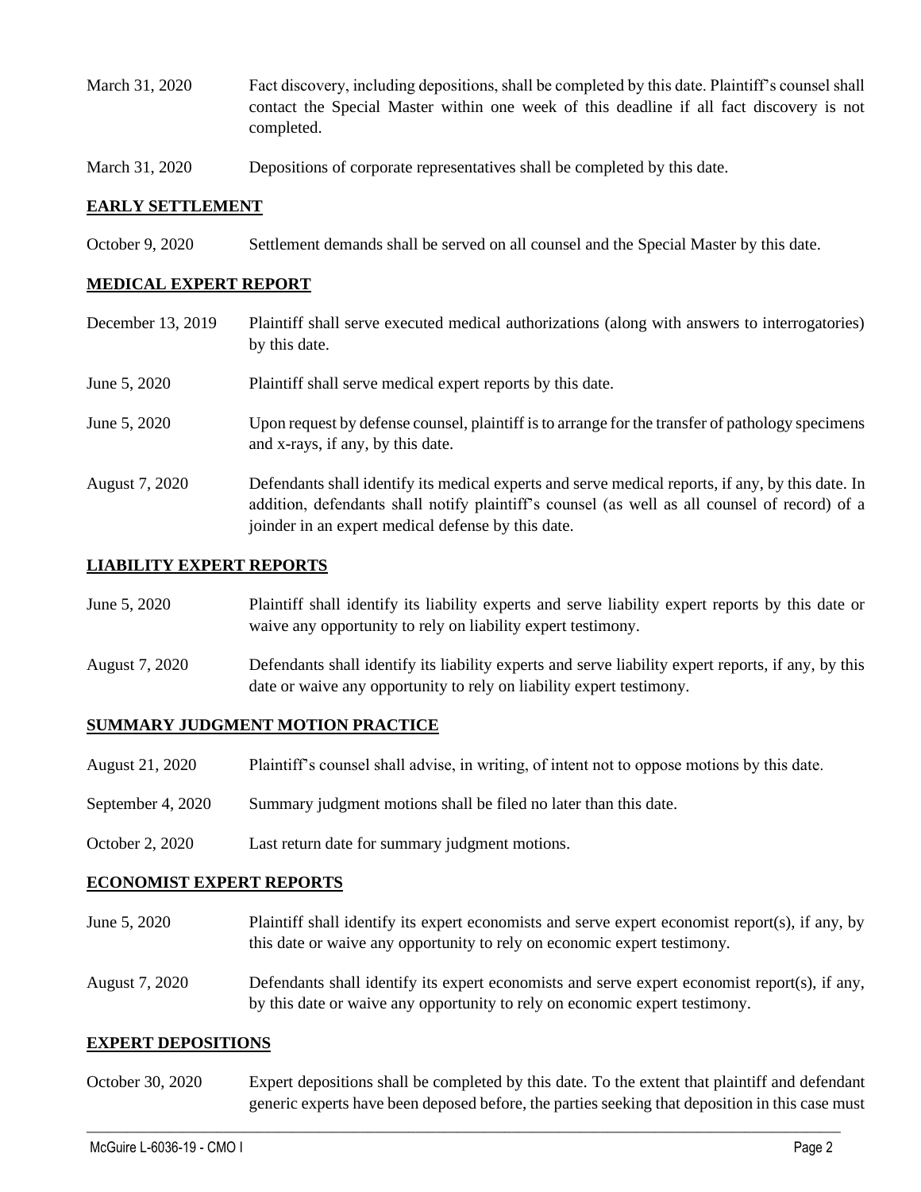| | |
|---|---|
| March 31, 2020 | Fact discovery, including depositions, shall be completed by this date. Plaintiff's counsel shall contact the Special Master within one week of this deadline if all fact discovery is not completed. |
| March 31, 2020 | Depositions of corporate representatives shall be completed by this date. |

## EARLY SETTLEMENT

| | |
|---|---|
| October 9, 2020 | Settlement demands shall be served on all counsel and the Special Master by this date. |

## MEDICAL EXPERT REPORT

| | |
|---|---|
| December 13, 2019 | Plaintiff shall serve executed medical authorizations (along with answers to interrogatories) by this date. |
| June 5, 2020 | Plaintiff shall serve medical expert reports by this date. |
| June 5, 2020 | Upon request by defense counsel, plaintiff is to arrange for the transfer of pathology specimens and x-rays, if any, by this date. |
| August 7, 2020 | Defendants shall identify its medical experts and serve medical reports, if any, by this date. In addition, defendants shall notify plaintiff's counsel (as well as all counsel of record) of a joinder in an expert medical defense by this date. |

## LIABILITY EXPERT REPORTS

| | |
|---|---|
| June 5, 2020 | Plaintiff shall identify its liability experts and serve liability expert reports by this date or waive any opportunity to rely on liability expert testimony. |
| August 7, 2020 | Defendants shall identify its liability experts and serve liability expert reports, if any, by this date or waive any opportunity to rely on liability expert testimony. |

## SUMMARY JUDGMENT MOTION PRACTICE

| | |
|---|---|
| August 21, 2020 | Plaintiff's counsel shall advise, in writing, of intent not to oppose motions by this date. |
| September 4, 2020 | Summary judgment motions shall be filed no later than this date. |
| October 2, 2020 | Last return date for summary judgment motions. |

## ECONOMIST EXPERT REPORTS

| | |
|---|---|
| June 5, 2020 | Plaintiff shall identify its expert economists and serve expert economist report(s), if any, by this date or waive any opportunity to rely on economic expert testimony. |
| August 7, 2020 | Defendants shall identify its expert economists and serve expert economist report(s), if any, by this date or waive any opportunity to rely on economic expert testimony. |

## EXPERT DEPOSITIONS

| | |
|---|---|
| October 30, 2020 | Expert depositions shall be completed by this date. To the extent that plaintiff and defendant generic experts have been deposed before, the parties seeking that deposition in this case must |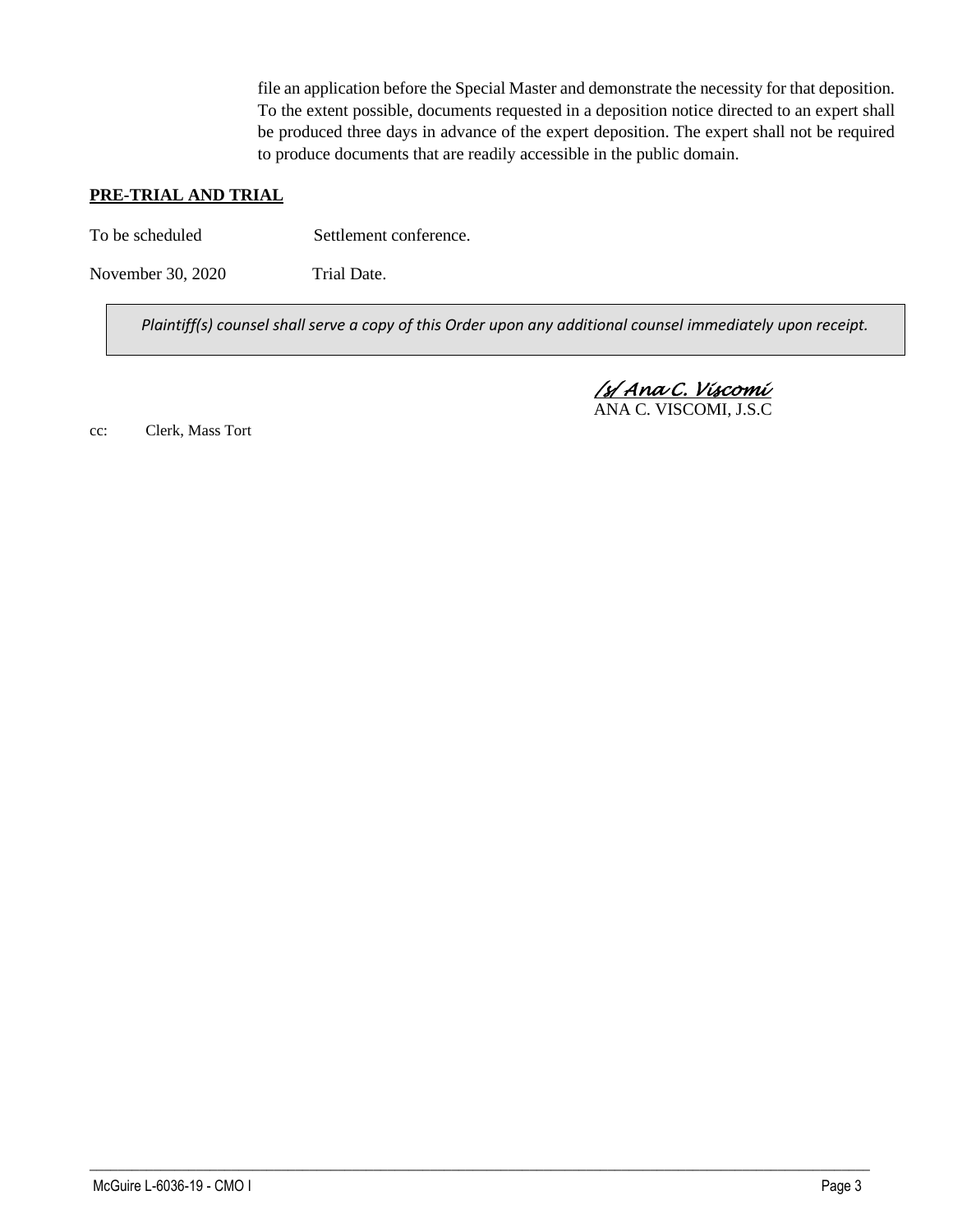file an application before the Special Master and demonstrate the necessity for that deposition. To the extent possible, documents requested in a deposition notice directed to an expert shall be produced three days in advance of the expert deposition. The expert shall not be required to produce documents that are readily accessible in the public domain.

**PRE-TRIAL AND TRIAL**

| | |
|---|---|
| To be scheduled | Settlement conference. |
| November 30, 2020 | Trial Date. |

*Plaintiff(s) counsel shall serve a copy of this Order upon any additional counsel immediately upon receipt.*

/s/ Ana C. Viscomi
ANA C. VISCOMI, J.S.C

cc: Clerk, Mass Tort